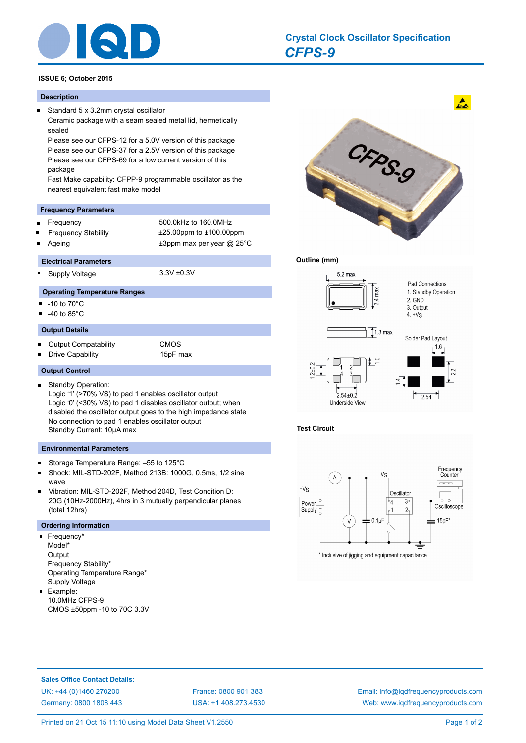# Crystal Clock Oscillator Specification

## CFPS-9

**ISSUE 6; October 2015**

### Description

- Standard 5 x 3.2mm crystal oscillator
  Ceramic package with a seam sealed metal lid, hermetically sealed
  Please see our CFPS-12 for a 5.0V version of this package
  Please see our CFPS-37 for a 2.5V version of this package
  Please see our CFPS-69 for a low current version of this package
  Fast Make capability: CFPP-9 programmable oscillator as the nearest equivalent fast make model

### Frequency Parameters

| | |
|---|---|
| Frequency | 500.0kHz to 160.0MHz |
| Frequency Stability | ±25.00ppm to ±100.00ppm |
| Ageing | ±3ppm max per year @ 25°C |

### Electrical Parameters

| | |
|---|---|
| Supply Voltage | 3.3V ±0.3V |

### Operating Temperature Ranges

- -10 to 70°C
- -40 to 85°C

### Output Details

| | |
|---|---|
| Output Compatability | CMOS |
| Drive Capability | 15pF max |

### Output Control

- Standby Operation:
  Logic '1' (>70% VS) to pad 1 enables oscillator output
  Logic '0' (<30% VS) to pad 1 disables oscillator output; when disabled the oscillator output goes to the high impedance state
  No connection to pad 1 enables oscillator output
  Standby Current: 10µA max

### Environmental Parameters

- Storage Temperature Range: –55 to 125°C
- Shock: MIL-STD-202F, Method 213B: 1000G, 0.5ms, 1/2 sine wave
- Vibration: MIL-STD-202F, Method 204D, Test Condition D: 20G (10Hz-2000Hz), 4hrs in 3 mutually perpendicular planes (total 12hrs)

### Ordering Information

- Frequency*
  Model*
  Output
  Frequency Stability*
  Operating Temperature Range*
  Supply Voltage
- Example:
  10.0MHz CFPS-9
  CMOS ±50ppm -10 to 70C 3.3V

### Outline (mm)

5.2 max; 3.4 max; 1.3 max

Pad Connections
1. Standby Operation
2. GND
3. Output
4. +VS

Underside View: 1.2±0.2; 1.0; 2.54±0.2

Solder Pad Layout: 1.6; 2.2; 1.4; 2.54

### Test Circuit

Power Supply, +VS, A, V, 0.1µF, Oscillator, Frequency Counter, Oscilloscope, 15pF*

\* Inclusive of jigging and equipment capacitance

**Sales Office Contact Details:**

UK: +44 (0)1460 270200
Germany: 0800 1808 443
France: 0800 901 383
USA: +1 408.273.4530
Email: info@iqdfrequencyproducts.com
Web: www.iqdfrequencyproducts.com

Printed on 21 Oct 15 11:10 using Model Data Sheet V1.2550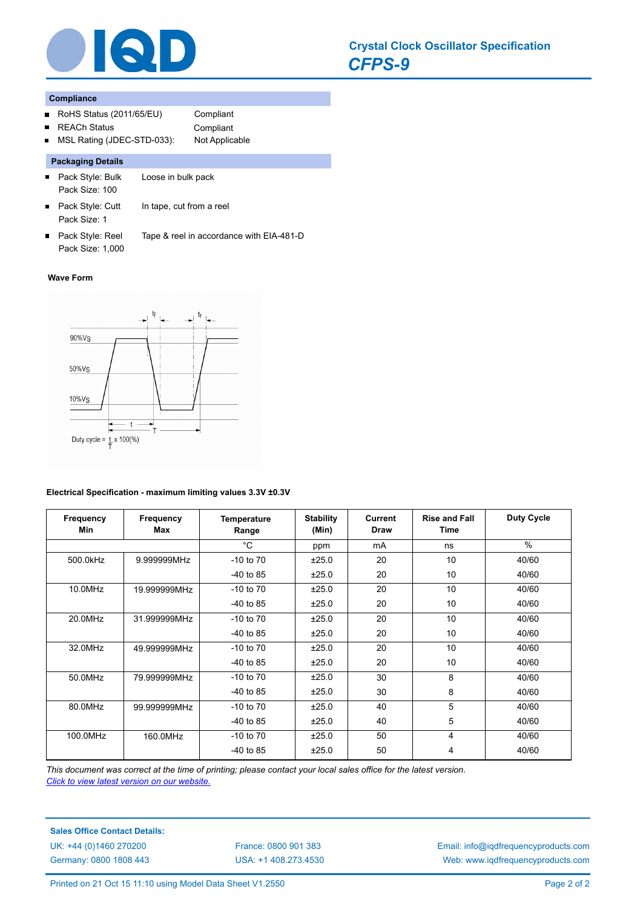## Compliance

- RoHS Status (2011/65/EU) Compliant
- REACh Status Compliant
- MSL Rating (JDEC-STD-033): Not Applicable

## Packaging Details

- Pack Style: Bulk — Loose in bulk pack
  Pack Size: 100
- Pack Style: Cutt — In tape, cut from a reel
  Pack Size: 1
- Pack Style: Reel — Tape & reel in accordance with EIA-481-D
  Pack Size: 1,000

### Wave Form

tf
tr
90%Vs
50%Vs
10%Vs
t
T
Duty cycle = t/T x 100(%)

### Electrical Specification - maximum limiting values 3.3V ±0.3V

| Frequency Min | Frequency Max | Temperature Range | Stability (Min) | Current Draw | Rise and Fall Time | Duty Cycle |
|---|---|---|---|---|---|---|
| | | °C | ppm | mA | ns | % |
| 500.0kHz | 9.999999MHz | -10 to 70 | ±25.0 | 20 | 10 | 40/60 |
| | | -40 to 85 | ±25.0 | 20 | 10 | 40/60 |
| 10.0MHz | 19.999999MHz | -10 to 70 | ±25.0 | 20 | 10 | 40/60 |
| | | -40 to 85 | ±25.0 | 20 | 10 | 40/60 |
| 20.0MHz | 31.999999MHz | -10 to 70 | ±25.0 | 20 | 10 | 40/60 |
| | | -40 to 85 | ±25.0 | 20 | 10 | 40/60 |
| 32.0MHz | 49.999999MHz | -10 to 70 | ±25.0 | 20 | 10 | 40/60 |
| | | -40 to 85 | ±25.0 | 20 | 10 | 40/60 |
| 50.0MHz | 79.999999MHz | -10 to 70 | ±25.0 | 30 | 8 | 40/60 |
| | | -40 to 85 | ±25.0 | 30 | 8 | 40/60 |
| 80.0MHz | 99.999999MHz | -10 to 70 | ±25.0 | 40 | 5 | 40/60 |
| | | -40 to 85 | ±25.0 | 40 | 5 | 40/60 |
| 100.0MHz | 160.0MHz | -10 to 70 | ±25.0 | 50 | 4 | 40/60 |
| | | -40 to 85 | ±25.0 | 50 | 4 | 40/60 |

*This document was correct at the time of printing; please contact your local sales office for the latest version.*
*Click to view latest version on our website.*

**Sales Office Contact Details:**

UK: +44 (0)1460 270200
Germany: 0800 1808 443
France: 0800 901 383
USA: +1 408.273.4530
Email: info@iqdfrequencyproducts.com
Web: www.iqdfrequencyproducts.com

Printed on 21 Oct 15 11:10 using Model Data Sheet V1.2550